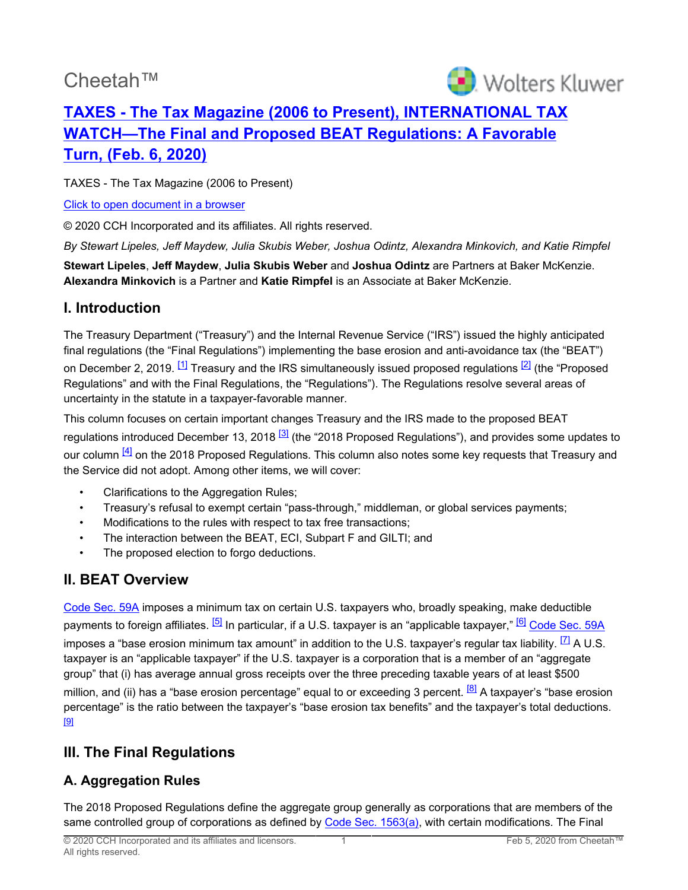Cheetah™

# TAXES - The Tax Magazine (2006 to Present), INTERNATIONAL TAX WATCH—The Final and Proposed BEAT Regulations: A Favorable Turn, (Feb. 6, 2020)

TAXES - The Tax Magazine (2006 to Present)

Click to open document in a browser

© 2020 CCH Incorporated and its affiliates. All rights reserved.

*By Stewart Lipeles, Jeff Maydew, Julia Skubis Weber, Joshua Odintz, Alexandra Minkovich, and Katie Rimpfel*

**Stewart Lipeles**, **Jeff Maydew**, **Julia Skubis Weber** and **Joshua Odintz** are Partners at Baker McKenzie. **Alexandra Minkovich** is a Partner and **Katie Rimpfel** is an Associate at Baker McKenzie.

## I. Introduction

The Treasury Department ("Treasury") and the Internal Revenue Service ("IRS") issued the highly anticipated final regulations (the "Final Regulations") implementing the base erosion and anti-avoidance tax (the "BEAT") on December 2, 2019. [1] Treasury and the IRS simultaneously issued proposed regulations [2] (the "Proposed Regulations" and with the Final Regulations, the "Regulations"). The Regulations resolve several areas of uncertainty in the statute in a taxpayer-favorable manner.

This column focuses on certain important changes Treasury and the IRS made to the proposed BEAT regulations introduced December 13, 2018 [3] (the "2018 Proposed Regulations"), and provides some updates to our column [4] on the 2018 Proposed Regulations. This column also notes some key requests that Treasury and the Service did not adopt. Among other items, we will cover:

- Clarifications to the Aggregation Rules;
- Treasury's refusal to exempt certain "pass-through," middleman, or global services payments;
- Modifications to the rules with respect to tax free transactions;
- The interaction between the BEAT, ECI, Subpart F and GILTI; and
- The proposed election to forgo deductions.

## II. BEAT Overview

Code Sec. 59A imposes a minimum tax on certain U.S. taxpayers who, broadly speaking, make deductible payments to foreign affiliates. [5] In particular, if a U.S. taxpayer is an "applicable taxpayer," [6] Code Sec. 59A imposes a "base erosion minimum tax amount" in addition to the U.S. taxpayer's regular tax liability. [7] A U.S. taxpayer is an "applicable taxpayer" if the U.S. taxpayer is a corporation that is a member of an "aggregate group" that (i) has average annual gross receipts over the three preceding taxable years of at least $500 million, and (ii) has a "base erosion percentage" equal to or exceeding 3 percent. [8] A taxpayer's "base erosion percentage" is the ratio between the taxpayer's "base erosion tax benefits" and the taxpayer's total deductions. [9]

## III. The Final Regulations

### A. Aggregation Rules

The 2018 Proposed Regulations define the aggregate group generally as corporations that are members of the same controlled group of corporations as defined by Code Sec. 1563(a), with certain modifications. The Final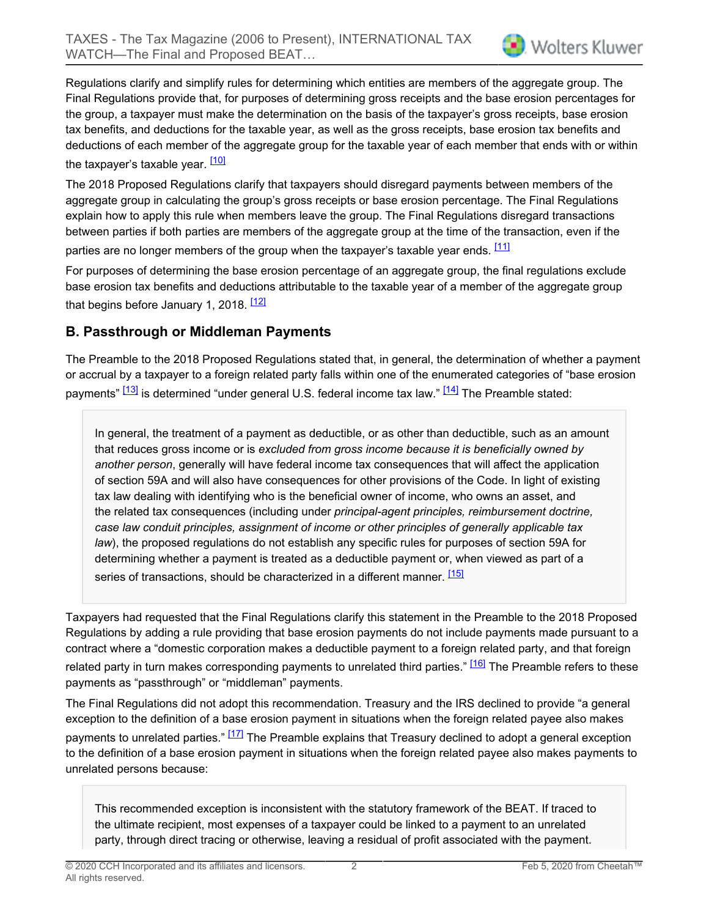Regulations clarify and simplify rules for determining which entities are members of the aggregate group. The Final Regulations provide that, for purposes of determining gross receipts and the base erosion percentages for the group, a taxpayer must make the determination on the basis of the taxpayer's gross receipts, base erosion tax benefits, and deductions for the taxable year, as well as the gross receipts, base erosion tax benefits and deductions of each member of the aggregate group for the taxable year of each member that ends with or within the taxpayer's taxable year. [10]

The 2018 Proposed Regulations clarify that taxpayers should disregard payments between members of the aggregate group in calculating the group's gross receipts or base erosion percentage. The Final Regulations explain how to apply this rule when members leave the group. The Final Regulations disregard transactions between parties if both parties are members of the aggregate group at the time of the transaction, even if the parties are no longer members of the group when the taxpayer's taxable year ends. [11]

For purposes of determining the base erosion percentage of an aggregate group, the final regulations exclude base erosion tax benefits and deductions attributable to the taxable year of a member of the aggregate group that begins before January 1, 2018. [12]

## B. Passthrough or Middleman Payments

The Preamble to the 2018 Proposed Regulations stated that, in general, the determination of whether a payment or accrual by a taxpayer to a foreign related party falls within one of the enumerated categories of "base erosion payments" [13] is determined "under general U.S. federal income tax law." [14] The Preamble stated:

> In general, the treatment of a payment as deductible, or as other than deductible, such as an amount that reduces gross income or is *excluded from gross income because it is beneficially owned by another person*, generally will have federal income tax consequences that will affect the application of section 59A and will also have consequences for other provisions of the Code. In light of existing tax law dealing with identifying who is the beneficial owner of income, who owns an asset, and the related tax consequences (including under *principal-agent principles, reimbursement doctrine, case law conduit principles, assignment of income or other principles of generally applicable tax law*), the proposed regulations do not establish any specific rules for purposes of section 59A for determining whether a payment is treated as a deductible payment or, when viewed as part of a series of transactions, should be characterized in a different manner. [15]

Taxpayers had requested that the Final Regulations clarify this statement in the Preamble to the 2018 Proposed Regulations by adding a rule providing that base erosion payments do not include payments made pursuant to a contract where a "domestic corporation makes a deductible payment to a foreign related party, and that foreign related party in turn makes corresponding payments to unrelated third parties." [16] The Preamble refers to these payments as "passthrough" or "middleman" payments.

The Final Regulations did not adopt this recommendation. Treasury and the IRS declined to provide "a general exception to the definition of a base erosion payment in situations when the foreign related payee also makes payments to unrelated parties." [17] The Preamble explains that Treasury declined to adopt a general exception to the definition of a base erosion payment in situations when the foreign related payee also makes payments to unrelated persons because:

> This recommended exception is inconsistent with the statutory framework of the BEAT. If traced to the ultimate recipient, most expenses of a taxpayer could be linked to a payment to an unrelated party, through direct tracing or otherwise, leaving a residual of profit associated with the payment.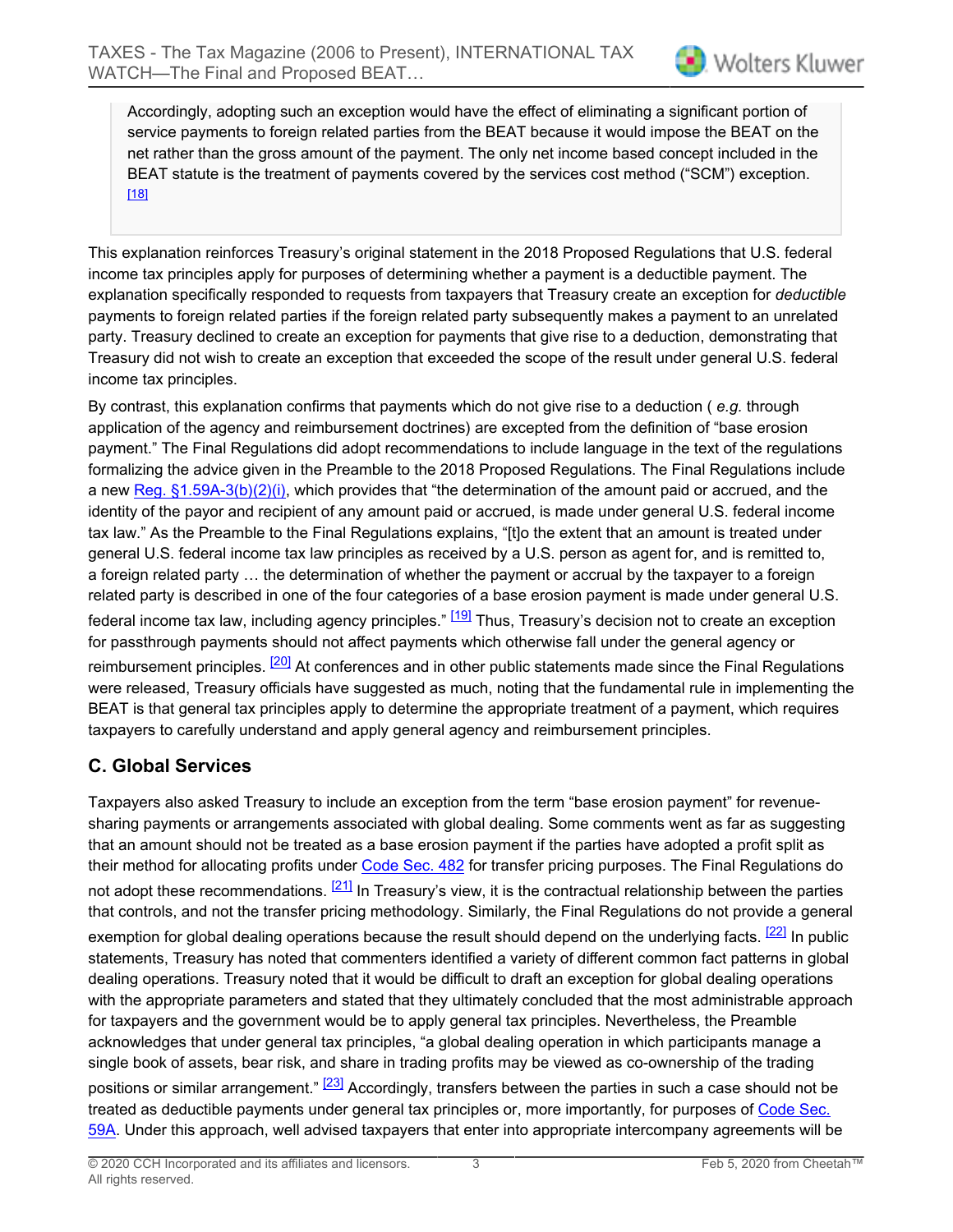> Accordingly, adopting such an exception would have the effect of eliminating a significant portion of service payments to foreign related parties from the BEAT because it would impose the BEAT on the net rather than the gross amount of the payment. The only net income based concept included in the BEAT statute is the treatment of payments covered by the services cost method ("SCM") exception. [18]

This explanation reinforces Treasury's original statement in the 2018 Proposed Regulations that U.S. federal income tax principles apply for purposes of determining whether a payment is a deductible payment. The explanation specifically responded to requests from taxpayers that Treasury create an exception for *deductible* payments to foreign related parties if the foreign related party subsequently makes a payment to an unrelated party. Treasury declined to create an exception for payments that give rise to a deduction, demonstrating that Treasury did not wish to create an exception that exceeded the scope of the result under general U.S. federal income tax principles.

By contrast, this explanation confirms that payments which do not give rise to a deduction ( *e.g.* through application of the agency and reimbursement doctrines) are excepted from the definition of "base erosion payment." The Final Regulations did adopt recommendations to include language in the text of the regulations formalizing the advice given in the Preamble to the 2018 Proposed Regulations. The Final Regulations include a new Reg. §1.59A-3(b)(2)(i), which provides that "the determination of the amount paid or accrued, and the identity of the payor and recipient of any amount paid or accrued, is made under general U.S. federal income tax law." As the Preamble to the Final Regulations explains, "[t]o the extent that an amount is treated under general U.S. federal income tax law principles as received by a U.S. person as agent for, and is remitted to, a foreign related party … the determination of whether the payment or accrual by the taxpayer to a foreign related party is described in one of the four categories of a base erosion payment is made under general U.S. federal income tax law, including agency principles." [19] Thus, Treasury's decision not to create an exception for passthrough payments should not affect payments which otherwise fall under the general agency or reimbursement principles. [20] At conferences and in other public statements made since the Final Regulations were released, Treasury officials have suggested as much, noting that the fundamental rule in implementing the BEAT is that general tax principles apply to determine the appropriate treatment of a payment, which requires taxpayers to carefully understand and apply general agency and reimbursement principles.

## C. Global Services

Taxpayers also asked Treasury to include an exception from the term "base erosion payment" for revenue-sharing payments or arrangements associated with global dealing. Some comments went as far as suggesting that an amount should not be treated as a base erosion payment if the parties have adopted a profit split as their method for allocating profits under Code Sec. 482 for transfer pricing purposes. The Final Regulations do not adopt these recommendations. [21] In Treasury's view, it is the contractual relationship between the parties that controls, and not the transfer pricing methodology. Similarly, the Final Regulations do not provide a general exemption for global dealing operations because the result should depend on the underlying facts. [22] In public statements, Treasury has noted that commenters identified a variety of different common fact patterns in global dealing operations. Treasury noted that it would be difficult to draft an exception for global dealing operations with the appropriate parameters and stated that they ultimately concluded that the most administrable approach for taxpayers and the government would be to apply general tax principles. Nevertheless, the Preamble acknowledges that under general tax principles, "a global dealing operation in which participants manage a single book of assets, bear risk, and share in trading profits may be viewed as co-ownership of the trading positions or similar arrangement." [23] Accordingly, transfers between the parties in such a case should not be treated as deductible payments under general tax principles or, more importantly, for purposes of Code Sec. 59A. Under this approach, well advised taxpayers that enter into appropriate intercompany agreements will be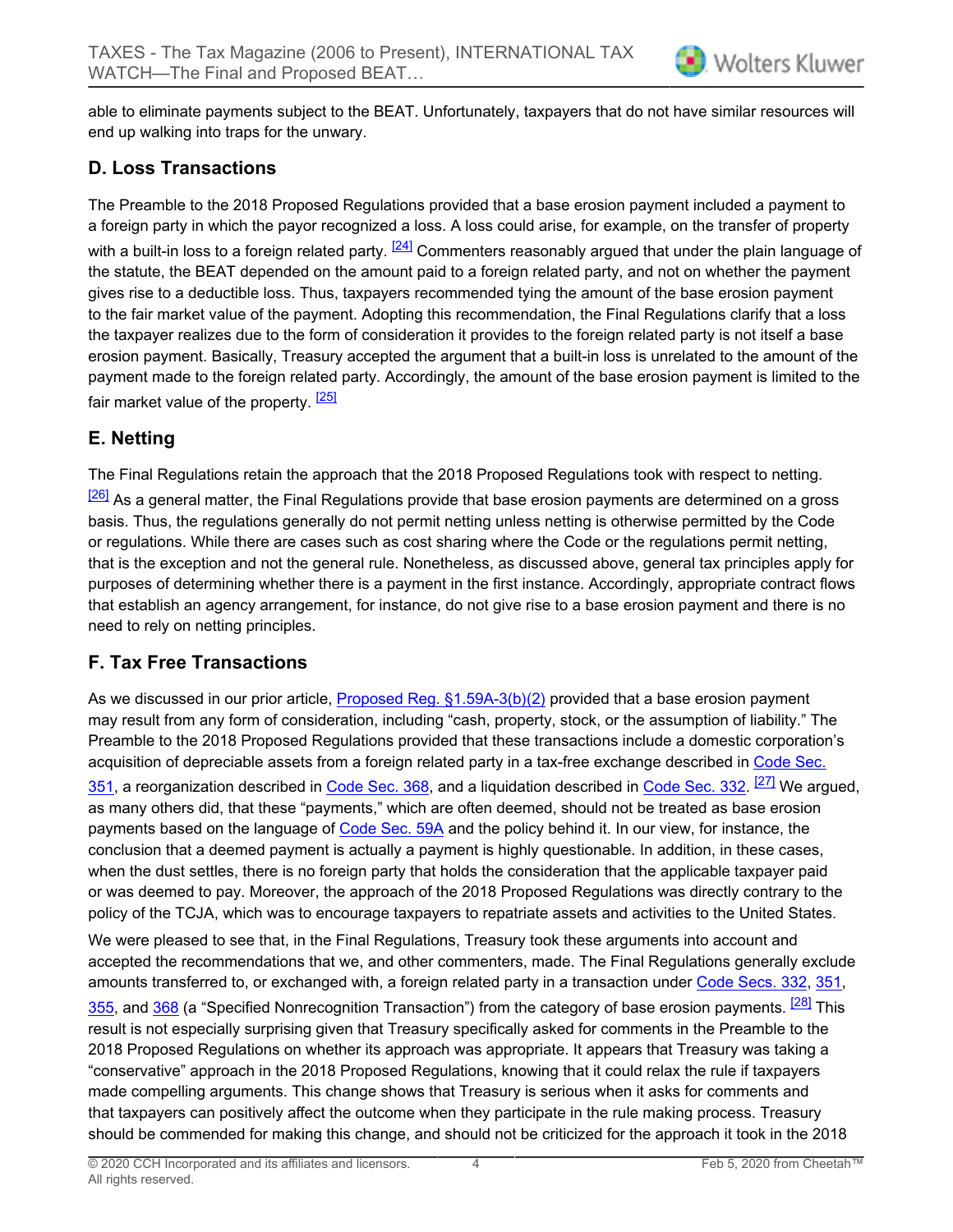able to eliminate payments subject to the BEAT. Unfortunately, taxpayers that do not have similar resources will end up walking into traps for the unwary.

## D. Loss Transactions

The Preamble to the 2018 Proposed Regulations provided that a base erosion payment included a payment to a foreign party in which the payor recognized a loss. A loss could arise, for example, on the transfer of property with a built-in loss to a foreign related party. [24] Commenters reasonably argued that under the plain language of the statute, the BEAT depended on the amount paid to a foreign related party, and not on whether the payment gives rise to a deductible loss. Thus, taxpayers recommended tying the amount of the base erosion payment to the fair market value of the payment. Adopting this recommendation, the Final Regulations clarify that a loss the taxpayer realizes due to the form of consideration it provides to the foreign related party is not itself a base erosion payment. Basically, Treasury accepted the argument that a built-in loss is unrelated to the amount of the payment made to the foreign related party. Accordingly, the amount of the base erosion payment is limited to the fair market value of the property. [25]

## E. Netting

The Final Regulations retain the approach that the 2018 Proposed Regulations took with respect to netting. [26] As a general matter, the Final Regulations provide that base erosion payments are determined on a gross basis. Thus, the regulations generally do not permit netting unless netting is otherwise permitted by the Code or regulations. While there are cases such as cost sharing where the Code or the regulations permit netting, that is the exception and not the general rule. Nonetheless, as discussed above, general tax principles apply for purposes of determining whether there is a payment in the first instance. Accordingly, appropriate contract flows that establish an agency arrangement, for instance, do not give rise to a base erosion payment and there is no need to rely on netting principles.

## F. Tax Free Transactions

As we discussed in our prior article, Proposed Reg. §1.59A-3(b)(2) provided that a base erosion payment may result from any form of consideration, including "cash, property, stock, or the assumption of liability." The Preamble to the 2018 Proposed Regulations provided that these transactions include a domestic corporation's acquisition of depreciable assets from a foreign related party in a tax-free exchange described in Code Sec. 351, a reorganization described in Code Sec. 368, and a liquidation described in Code Sec. 332. [27] We argued, as many others did, that these "payments," which are often deemed, should not be treated as base erosion payments based on the language of Code Sec. 59A and the policy behind it. In our view, for instance, the conclusion that a deemed payment is actually a payment is highly questionable. In addition, in these cases, when the dust settles, there is no foreign party that holds the consideration that the applicable taxpayer paid or was deemed to pay. Moreover, the approach of the 2018 Proposed Regulations was directly contrary to the policy of the TCJA, which was to encourage taxpayers to repatriate assets and activities to the United States.

We were pleased to see that, in the Final Regulations, Treasury took these arguments into account and accepted the recommendations that we, and other commenters, made. The Final Regulations generally exclude amounts transferred to, or exchanged with, a foreign related party in a transaction under Code Secs. 332, 351, 355, and 368 (a "Specified Nonrecognition Transaction") from the category of base erosion payments. [28] This result is not especially surprising given that Treasury specifically asked for comments in the Preamble to the 2018 Proposed Regulations on whether its approach was appropriate. It appears that Treasury was taking a "conservative" approach in the 2018 Proposed Regulations, knowing that it could relax the rule if taxpayers made compelling arguments. This change shows that Treasury is serious when it asks for comments and that taxpayers can positively affect the outcome when they participate in the rule making process. Treasury should be commended for making this change, and should not be criticized for the approach it took in the 2018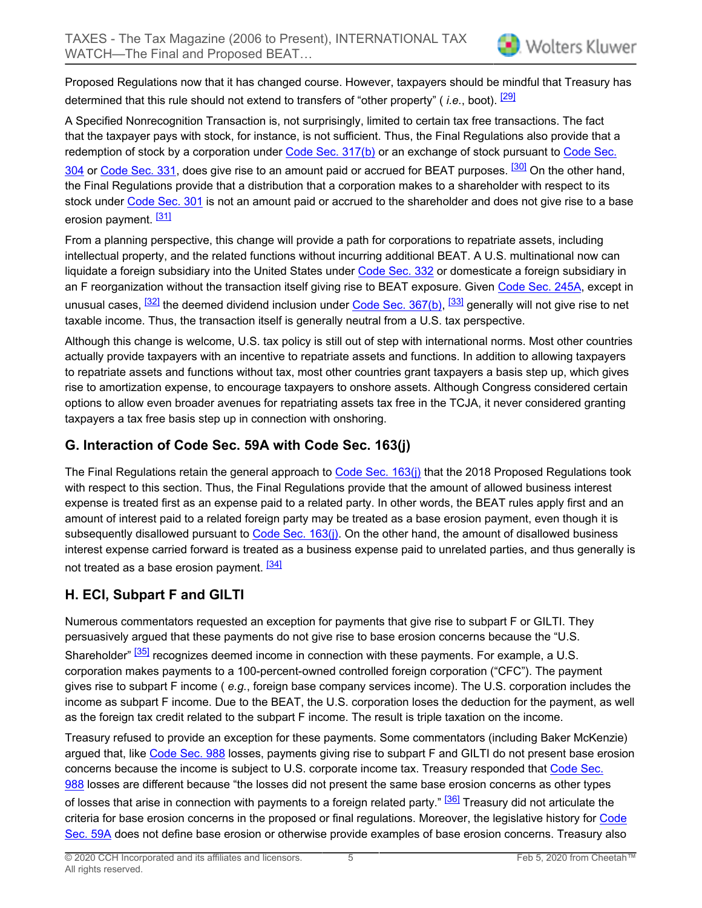Proposed Regulations now that it has changed course. However, taxpayers should be mindful that Treasury has determined that this rule should not extend to transfers of "other property" ( *i.e.*, boot). [29]

A Specified Nonrecognition Transaction is, not surprisingly, limited to certain tax free transactions. The fact that the taxpayer pays with stock, for instance, is not sufficient. Thus, the Final Regulations also provide that a redemption of stock by a corporation under Code Sec. 317(b) or an exchange of stock pursuant to Code Sec. 304 or Code Sec. 331, does give rise to an amount paid or accrued for BEAT purposes. [30] On the other hand, the Final Regulations provide that a distribution that a corporation makes to a shareholder with respect to its stock under Code Sec. 301 is not an amount paid or accrued to the shareholder and does not give rise to a base erosion payment. [31]

From a planning perspective, this change will provide a path for corporations to repatriate assets, including intellectual property, and the related functions without incurring additional BEAT. A U.S. multinational now can liquidate a foreign subsidiary into the United States under Code Sec. 332 or domesticate a foreign subsidiary in an F reorganization without the transaction itself giving rise to BEAT exposure. Given Code Sec. 245A, except in unusual cases, [32] the deemed dividend inclusion under Code Sec. 367(b), [33] generally will not give rise to net taxable income. Thus, the transaction itself is generally neutral from a U.S. tax perspective.

Although this change is welcome, U.S. tax policy is still out of step with international norms. Most other countries actually provide taxpayers with an incentive to repatriate assets and functions. In addition to allowing taxpayers to repatriate assets and functions without tax, most other countries grant taxpayers a basis step up, which gives rise to amortization expense, to encourage taxpayers to onshore assets. Although Congress considered certain options to allow even broader avenues for repatriating assets tax free in the TCJA, it never considered granting taxpayers a tax free basis step up in connection with onshoring.

## G. Interaction of Code Sec. 59A with Code Sec. 163(j)

The Final Regulations retain the general approach to Code Sec. 163(j) that the 2018 Proposed Regulations took with respect to this section. Thus, the Final Regulations provide that the amount of allowed business interest expense is treated first as an expense paid to a related party. In other words, the BEAT rules apply first and an amount of interest paid to a related foreign party may be treated as a base erosion payment, even though it is subsequently disallowed pursuant to Code Sec. 163(j). On the other hand, the amount of disallowed business interest expense carried forward is treated as a business expense paid to unrelated parties, and thus generally is not treated as a base erosion payment. [34]

## H. ECI, Subpart F and GILTI

Numerous commentators requested an exception for payments that give rise to subpart F or GILTI. They persuasively argued that these payments do not give rise to base erosion concerns because the "U.S. Shareholder" [35] recognizes deemed income in connection with these payments. For example, a U.S. corporation makes payments to a 100-percent-owned controlled foreign corporation ("CFC"). The payment gives rise to subpart F income ( *e.g.*, foreign base company services income). The U.S. corporation includes the income as subpart F income. Due to the BEAT, the U.S. corporation loses the deduction for the payment, as well as the foreign tax credit related to the subpart F income. The result is triple taxation on the income.

Treasury refused to provide an exception for these payments. Some commentators (including Baker McKenzie) argued that, like Code Sec. 988 losses, payments giving rise to subpart F and GILTI do not present base erosion concerns because the income is subject to U.S. corporate income tax. Treasury responded that Code Sec. 988 losses are different because "the losses did not present the same base erosion concerns as other types of losses that arise in connection with payments to a foreign related party." [36] Treasury did not articulate the criteria for base erosion concerns in the proposed or final regulations. Moreover, the legislative history for Code Sec. 59A does not define base erosion or otherwise provide examples of base erosion concerns. Treasury also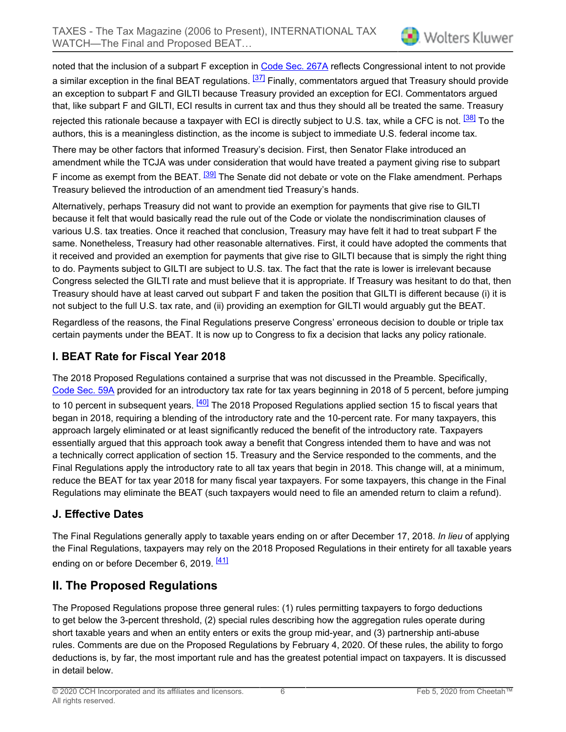noted that the inclusion of a subpart F exception in Code Sec. 267A reflects Congressional intent to not provide a similar exception in the final BEAT regulations. [37] Finally, commentators argued that Treasury should provide an exception to subpart F and GILTI because Treasury provided an exception for ECI. Commentators argued that, like subpart F and GILTI, ECI results in current tax and thus they should all be treated the same. Treasury rejected this rationale because a taxpayer with ECI is directly subject to U.S. tax, while a CFC is not. [38] To the authors, this is a meaningless distinction, as the income is subject to immediate U.S. federal income tax.

There may be other factors that informed Treasury's decision. First, then Senator Flake introduced an amendment while the TCJA was under consideration that would have treated a payment giving rise to subpart F income as exempt from the BEAT. [39] The Senate did not debate or vote on the Flake amendment. Perhaps Treasury believed the introduction of an amendment tied Treasury's hands.

Alternatively, perhaps Treasury did not want to provide an exemption for payments that give rise to GILTI because it felt that would basically read the rule out of the Code or violate the nondiscrimination clauses of various U.S. tax treaties. Once it reached that conclusion, Treasury may have felt it had to treat subpart F the same. Nonetheless, Treasury had other reasonable alternatives. First, it could have adopted the comments that it received and provided an exemption for payments that give rise to GILTI because that is simply the right thing to do. Payments subject to GILTI are subject to U.S. tax. The fact that the rate is lower is irrelevant because Congress selected the GILTI rate and must believe that it is appropriate. If Treasury was hesitant to do that, then Treasury should have at least carved out subpart F and taken the position that GILTI is different because (i) it is not subject to the full U.S. tax rate, and (ii) providing an exemption for GILTI would arguably gut the BEAT.

Regardless of the reasons, the Final Regulations preserve Congress' erroneous decision to double or triple tax certain payments under the BEAT. It is now up to Congress to fix a decision that lacks any policy rationale.

### I. BEAT Rate for Fiscal Year 2018

The 2018 Proposed Regulations contained a surprise that was not discussed in the Preamble. Specifically, Code Sec. 59A provided for an introductory tax rate for tax years beginning in 2018 of 5 percent, before jumping to 10 percent in subsequent years. [40] The 2018 Proposed Regulations applied section 15 to fiscal years that began in 2018, requiring a blending of the introductory rate and the 10-percent rate. For many taxpayers, this approach largely eliminated or at least significantly reduced the benefit of the introductory rate. Taxpayers essentially argued that this approach took away a benefit that Congress intended them to have and was not a technically correct application of section 15. Treasury and the Service responded to the comments, and the Final Regulations apply the introductory rate to all tax years that begin in 2018. This change will, at a minimum, reduce the BEAT for tax year 2018 for many fiscal year taxpayers. For some taxpayers, this change in the Final Regulations may eliminate the BEAT (such taxpayers would need to file an amended return to claim a refund).

### J. Effective Dates

The Final Regulations generally apply to taxable years ending on or after December 17, 2018. *In lieu* of applying the Final Regulations, taxpayers may rely on the 2018 Proposed Regulations in their entirety for all taxable years ending on or before December 6, 2019. [41]

## II. The Proposed Regulations

The Proposed Regulations propose three general rules: (1) rules permitting taxpayers to forgo deductions to get below the 3-percent threshold, (2) special rules describing how the aggregation rules operate during short taxable years and when an entity enters or exits the group mid-year, and (3) partnership anti-abuse rules. Comments are due on the Proposed Regulations by February 4, 2020. Of these rules, the ability to forgo deductions is, by far, the most important rule and has the greatest potential impact on taxpayers. It is discussed in detail below.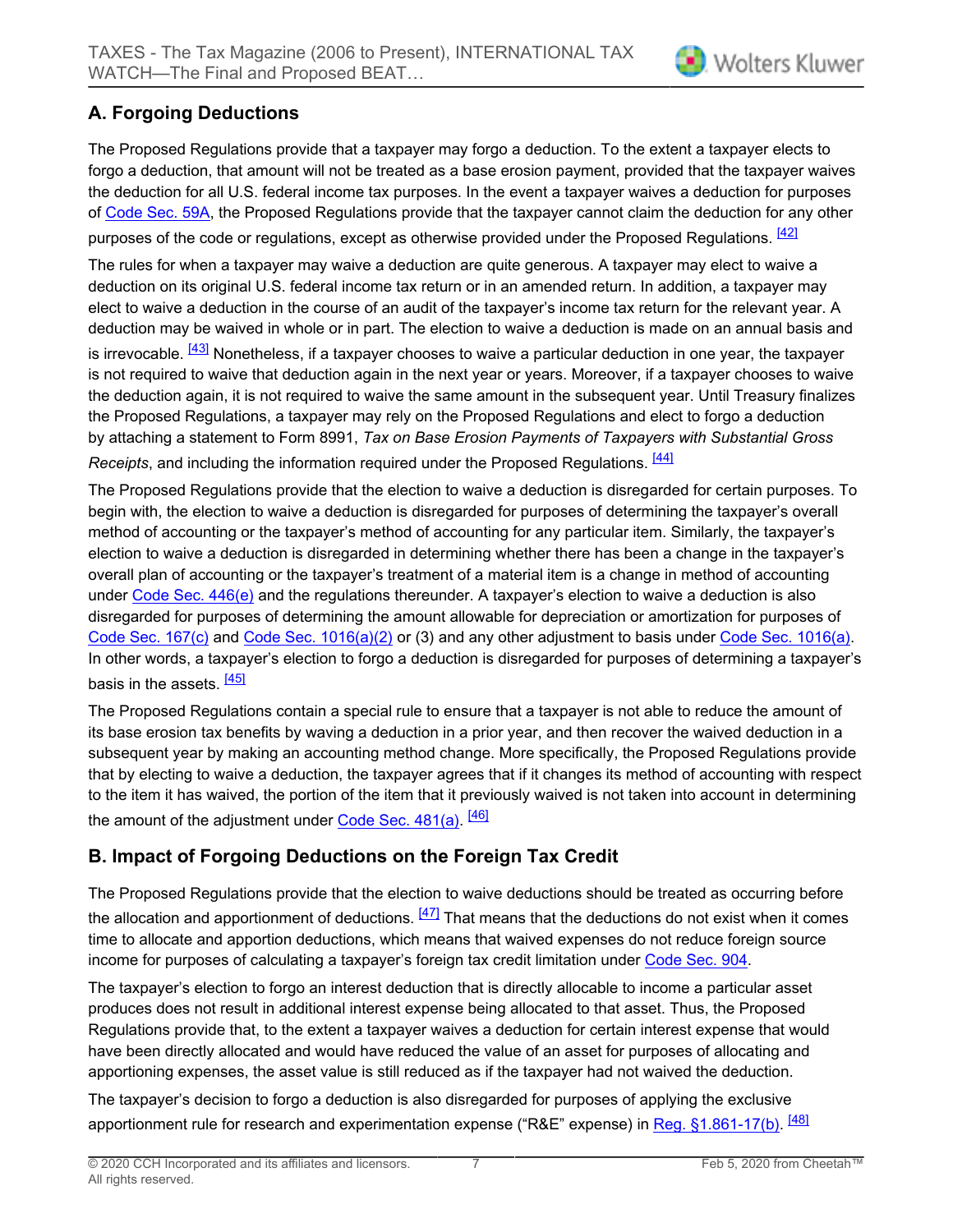## A. Forgoing Deductions

The Proposed Regulations provide that a taxpayer may forgo a deduction. To the extent a taxpayer elects to forgo a deduction, that amount will not be treated as a base erosion payment, provided that the taxpayer waives the deduction for all U.S. federal income tax purposes. In the event a taxpayer waives a deduction for purposes of Code Sec. 59A, the Proposed Regulations provide that the taxpayer cannot claim the deduction for any other purposes of the code or regulations, except as otherwise provided under the Proposed Regulations. [42]

The rules for when a taxpayer may waive a deduction are quite generous. A taxpayer may elect to waive a deduction on its original U.S. federal income tax return or in an amended return. In addition, a taxpayer may elect to waive a deduction in the course of an audit of the taxpayer's income tax return for the relevant year. A deduction may be waived in whole or in part. The election to waive a deduction is made on an annual basis and is irrevocable. [43] Nonetheless, if a taxpayer chooses to waive a particular deduction in one year, the taxpayer is not required to waive that deduction again in the next year or years. Moreover, if a taxpayer chooses to waive the deduction again, it is not required to waive the same amount in the subsequent year. Until Treasury finalizes the Proposed Regulations, a taxpayer may rely on the Proposed Regulations and elect to forgo a deduction by attaching a statement to Form 8991, *Tax on Base Erosion Payments of Taxpayers with Substantial Gross Receipts*, and including the information required under the Proposed Regulations. [44]

The Proposed Regulations provide that the election to waive a deduction is disregarded for certain purposes. To begin with, the election to waive a deduction is disregarded for purposes of determining the taxpayer's overall method of accounting or the taxpayer's method of accounting for any particular item. Similarly, the taxpayer's election to waive a deduction is disregarded in determining whether there has been a change in the taxpayer's overall plan of accounting or the taxpayer's treatment of a material item is a change in method of accounting under Code Sec. 446(e) and the regulations thereunder. A taxpayer's election to waive a deduction is also disregarded for purposes of determining the amount allowable for depreciation or amortization for purposes of Code Sec. 167(c) and Code Sec. 1016(a)(2) or (3) and any other adjustment to basis under Code Sec. 1016(a). In other words, a taxpayer's election to forgo a deduction is disregarded for purposes of determining a taxpayer's basis in the assets. [45]

The Proposed Regulations contain a special rule to ensure that a taxpayer is not able to reduce the amount of its base erosion tax benefits by waving a deduction in a prior year, and then recover the waived deduction in a subsequent year by making an accounting method change. More specifically, the Proposed Regulations provide that by electing to waive a deduction, the taxpayer agrees that if it changes its method of accounting with respect to the item it has waived, the portion of the item that it previously waived is not taken into account in determining the amount of the adjustment under Code Sec. 481(a). [46]

## B. Impact of Forgoing Deductions on the Foreign Tax Credit

The Proposed Regulations provide that the election to waive deductions should be treated as occurring before the allocation and apportionment of deductions. [47] That means that the deductions do not exist when it comes time to allocate and apportion deductions, which means that waived expenses do not reduce foreign source income for purposes of calculating a taxpayer's foreign tax credit limitation under Code Sec. 904.

The taxpayer's election to forgo an interest deduction that is directly allocable to income a particular asset produces does not result in additional interest expense being allocated to that asset. Thus, the Proposed Regulations provide that, to the extent a taxpayer waives a deduction for certain interest expense that would have been directly allocated and would have reduced the value of an asset for purposes of allocating and apportioning expenses, the asset value is still reduced as if the taxpayer had not waived the deduction.

The taxpayer's decision to forgo a deduction is also disregarded for purposes of applying the exclusive apportionment rule for research and experimentation expense ("R&E" expense) in Reg. §1.861-17(b). [48]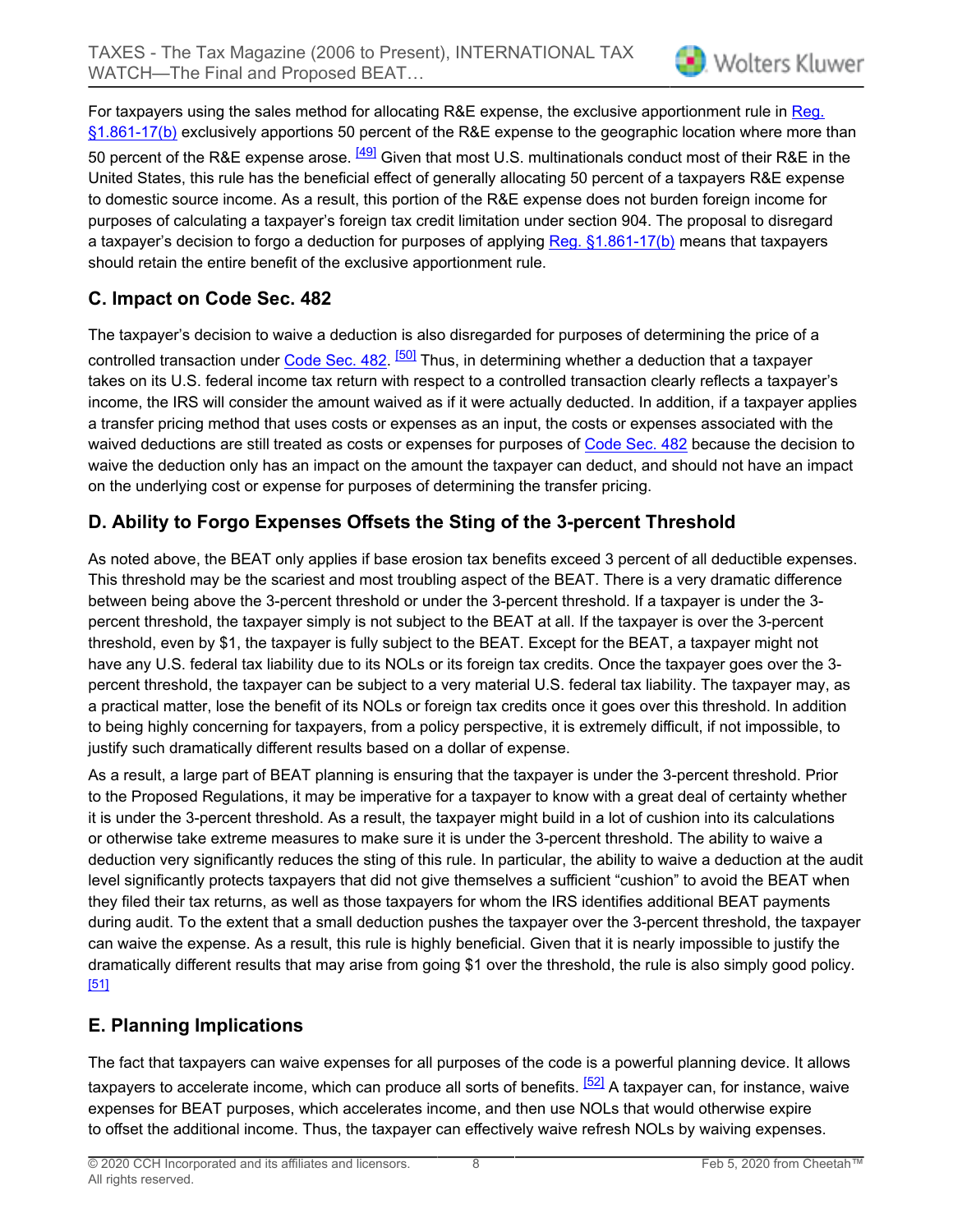For taxpayers using the sales method for allocating R&E expense, the exclusive apportionment rule in Reg. §1.861-17(b) exclusively apportions 50 percent of the R&E expense to the geographic location where more than 50 percent of the R&E expense arose. [49] Given that most U.S. multinationals conduct most of their R&E in the United States, this rule has the beneficial effect of generally allocating 50 percent of a taxpayers R&E expense to domestic source income. As a result, this portion of the R&E expense does not burden foreign income for purposes of calculating a taxpayer's foreign tax credit limitation under section 904. The proposal to disregard a taxpayer's decision to forgo a deduction for purposes of applying Reg. §1.861-17(b) means that taxpayers should retain the entire benefit of the exclusive apportionment rule.

## C. Impact on Code Sec. 482

The taxpayer's decision to waive a deduction is also disregarded for purposes of determining the price of a controlled transaction under Code Sec. 482. [50] Thus, in determining whether a deduction that a taxpayer takes on its U.S. federal income tax return with respect to a controlled transaction clearly reflects a taxpayer's income, the IRS will consider the amount waived as if it were actually deducted. In addition, if a taxpayer applies a transfer pricing method that uses costs or expenses as an input, the costs or expenses associated with the waived deductions are still treated as costs or expenses for purposes of Code Sec. 482 because the decision to waive the deduction only has an impact on the amount the taxpayer can deduct, and should not have an impact on the underlying cost or expense for purposes of determining the transfer pricing.

## D. Ability to Forgo Expenses Offsets the Sting of the 3-percent Threshold

As noted above, the BEAT only applies if base erosion tax benefits exceed 3 percent of all deductible expenses. This threshold may be the scariest and most troubling aspect of the BEAT. There is a very dramatic difference between being above the 3-percent threshold or under the 3-percent threshold. If a taxpayer is under the 3-percent threshold, the taxpayer simply is not subject to the BEAT at all. If the taxpayer is over the 3-percent threshold, even by $1, the taxpayer is fully subject to the BEAT. Except for the BEAT, a taxpayer might not have any U.S. federal tax liability due to its NOLs or its foreign tax credits. Once the taxpayer goes over the 3-percent threshold, the taxpayer can be subject to a very material U.S. federal tax liability. The taxpayer may, as a practical matter, lose the benefit of its NOLs or foreign tax credits once it goes over this threshold. In addition to being highly concerning for taxpayers, from a policy perspective, it is extremely difficult, if not impossible, to justify such dramatically different results based on a dollar of expense.

As a result, a large part of BEAT planning is ensuring that the taxpayer is under the 3-percent threshold. Prior to the Proposed Regulations, it may be imperative for a taxpayer to know with a great deal of certainty whether it is under the 3-percent threshold. As a result, the taxpayer might build in a lot of cushion into its calculations or otherwise take extreme measures to make sure it is under the 3-percent threshold. The ability to waive a deduction very significantly reduces the sting of this rule. In particular, the ability to waive a deduction at the audit level significantly protects taxpayers that did not give themselves a sufficient "cushion" to avoid the BEAT when they filed their tax returns, as well as those taxpayers for whom the IRS identifies additional BEAT payments during audit. To the extent that a small deduction pushes the taxpayer over the 3-percent threshold, the taxpayer can waive the expense. As a result, this rule is highly beneficial. Given that it is nearly impossible to justify the dramatically different results that may arise from going $1 over the threshold, the rule is also simply good policy. [51]

## E. Planning Implications

The fact that taxpayers can waive expenses for all purposes of the code is a powerful planning device. It allows taxpayers to accelerate income, which can produce all sorts of benefits. [52] A taxpayer can, for instance, waive expenses for BEAT purposes, which accelerates income, and then use NOLs that would otherwise expire to offset the additional income. Thus, the taxpayer can effectively waive refresh NOLs by waiving expenses.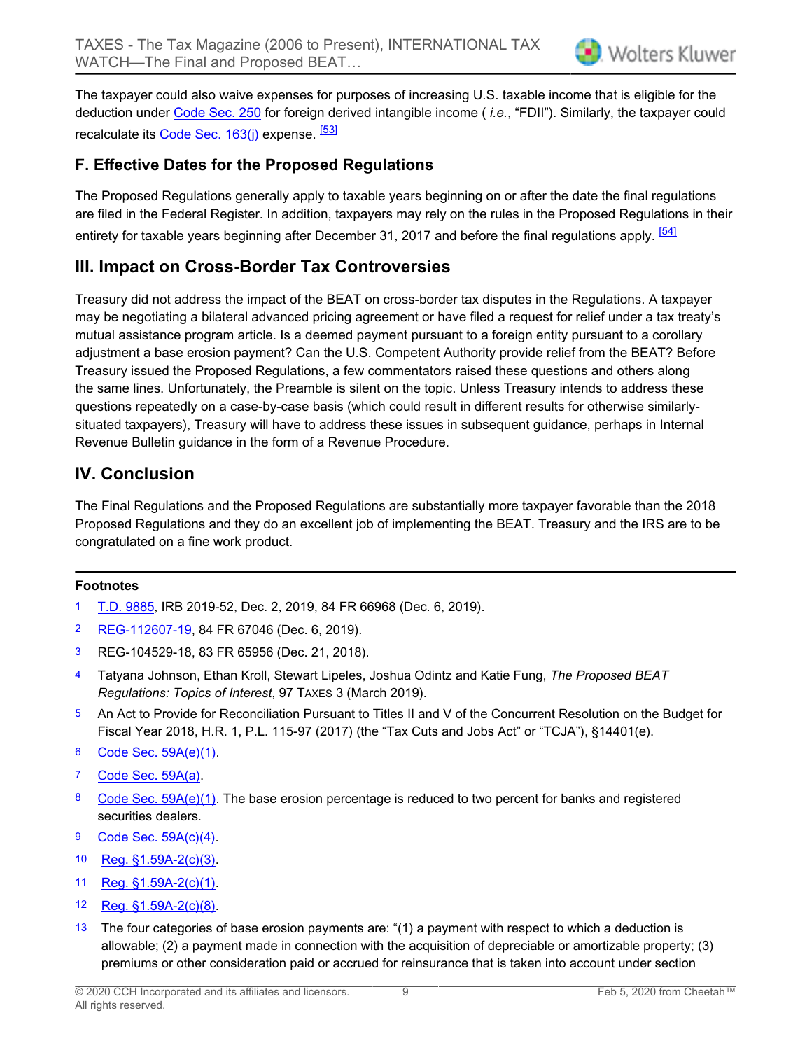The taxpayer could also waive expenses for purposes of increasing U.S. taxable income that is eligible for the deduction under Code Sec. 250 for foreign derived intangible income ( *i.e.*, "FDII"). Similarly, the taxpayer could recalculate its Code Sec. 163(j) expense. [53]

### F. Effective Dates for the Proposed Regulations

The Proposed Regulations generally apply to taxable years beginning on or after the date the final regulations are filed in the Federal Register. In addition, taxpayers may rely on the rules in the Proposed Regulations in their entirety for taxable years beginning after December 31, 2017 and before the final regulations apply. [54]

## III. Impact on Cross-Border Tax Controversies

Treasury did not address the impact of the BEAT on cross-border tax disputes in the Regulations. A taxpayer may be negotiating a bilateral advanced pricing agreement or have filed a request for relief under a tax treaty's mutual assistance program article. Is a deemed payment pursuant to a foreign entity pursuant to a corollary adjustment a base erosion payment? Can the U.S. Competent Authority provide relief from the BEAT? Before Treasury issued the Proposed Regulations, a few commentators raised these questions and others along the same lines. Unfortunately, the Preamble is silent on the topic. Unless Treasury intends to address these questions repeatedly on a case-by-case basis (which could result in different results for otherwise similarly-situated taxpayers), Treasury will have to address these issues in subsequent guidance, perhaps in Internal Revenue Bulletin guidance in the form of a Revenue Procedure.

## IV. Conclusion

The Final Regulations and the Proposed Regulations are substantially more taxpayer favorable than the 2018 Proposed Regulations and they do an excellent job of implementing the BEAT. Treasury and the IRS are to be congratulated on a fine work product.

---

**Footnotes**

1 T.D. 9885, IRB 2019-52, Dec. 2, 2019, 84 FR 66968 (Dec. 6, 2019).

2 REG-112607-19, 84 FR 67046 (Dec. 6, 2019).

3 REG-104529-18, 83 FR 65956 (Dec. 21, 2018).

4 Tatyana Johnson, Ethan Kroll, Stewart Lipeles, Joshua Odintz and Katie Fung, *The Proposed BEAT Regulations: Topics of Interest*, 97 TAXES 3 (March 2019).

5 An Act to Provide for Reconciliation Pursuant to Titles II and V of the Concurrent Resolution on the Budget for Fiscal Year 2018, H.R. 1, P.L. 115-97 (2017) (the "Tax Cuts and Jobs Act" or "TCJA"), §14401(e).

6 Code Sec. 59A(e)(1).

7 Code Sec. 59A(a).

8 Code Sec. 59A(e)(1). The base erosion percentage is reduced to two percent for banks and registered securities dealers.

9 Code Sec. 59A(c)(4).

10 Reg. §1.59A-2(c)(3).

11 Reg. §1.59A-2(c)(1).

12 Reg. §1.59A-2(c)(8).

13 The four categories of base erosion payments are: "(1) a payment with respect to which a deduction is allowable; (2) a payment made in connection with the acquisition of depreciable or amortizable property; (3) premiums or other consideration paid or accrued for reinsurance that is taken into account under section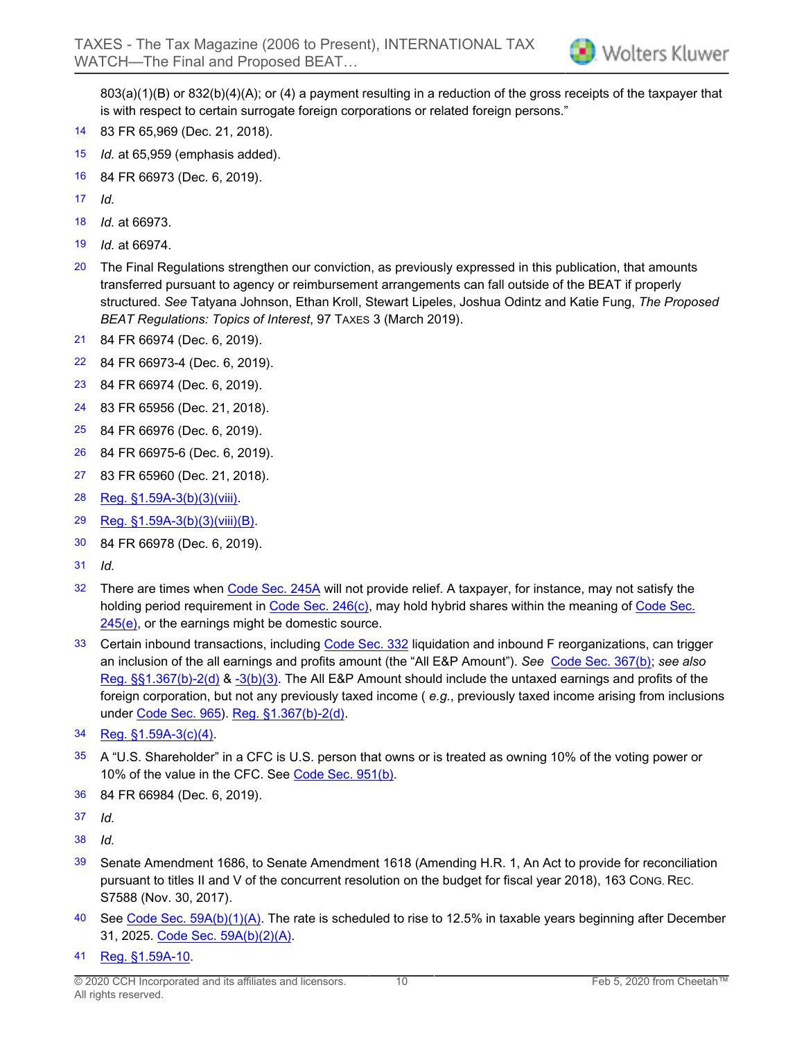803(a)(1)(B) or 832(b)(4)(A); or (4) a payment resulting in a reduction of the gross receipts of the taxpayer that is with respect to certain surrogate foreign corporations or related foreign persons."

14 83 FR 65,969 (Dec. 21, 2018).

15 *Id.* at 65,959 (emphasis added).

16 84 FR 66973 (Dec. 6, 2019).

17 *Id.*

18 *Id.* at 66973.

19 *Id.* at 66974.

20 The Final Regulations strengthen our conviction, as previously expressed in this publication, that amounts transferred pursuant to agency or reimbursement arrangements can fall outside of the BEAT if properly structured. *See* Tatyana Johnson, Ethan Kroll, Stewart Lipeles, Joshua Odintz and Katie Fung, *The Proposed BEAT Regulations: Topics of Interest*, 97 TAXES 3 (March 2019).

21 84 FR 66974 (Dec. 6, 2019).

22 84 FR 66973-4 (Dec. 6, 2019).

23 84 FR 66974 (Dec. 6, 2019).

24 83 FR 65956 (Dec. 21, 2018).

25 84 FR 66976 (Dec. 6, 2019).

26 84 FR 66975-6 (Dec. 6, 2019).

27 83 FR 65960 (Dec. 21, 2018).

28 Reg. §1.59A-3(b)(3)(viii).

29 Reg. §1.59A-3(b)(3)(viii)(B).

30 84 FR 66978 (Dec. 6, 2019).

31 *Id.*

32 There are times when Code Sec. 245A will not provide relief. A taxpayer, for instance, may not satisfy the holding period requirement in Code Sec. 246(c), may hold hybrid shares within the meaning of Code Sec. 245(e), or the earnings might be domestic source.

33 Certain inbound transactions, including Code Sec. 332 liquidation and inbound F reorganizations, can trigger an inclusion of the all earnings and profits amount (the "All E&P Amount"). *See* Code Sec. 367(b); *see also* Reg. §§1.367(b)-2(d) & -3(b)(3). The All E&P Amount should include the untaxed earnings and profits of the foreign corporation, but not any previously taxed income ( *e.g.*, previously taxed income arising from inclusions under Code Sec. 965). Reg. §1.367(b)-2(d).

34 Reg. §1.59A-3(c)(4).

35 A "U.S. Shareholder" in a CFC is U.S. person that owns or is treated as owning 10% of the voting power or 10% of the value in the CFC. See Code Sec. 951(b).

36 84 FR 66984 (Dec. 6, 2019).

37 *Id.*

38 *Id.*

39 Senate Amendment 1686, to Senate Amendment 1618 (Amending H.R. 1, An Act to provide for reconciliation pursuant to titles II and V of the concurrent resolution on the budget for fiscal year 2018), 163 CONG. REC. S7588 (Nov. 30, 2017).

40 See Code Sec. 59A(b)(1)(A). The rate is scheduled to rise to 12.5% in taxable years beginning after December 31, 2025. Code Sec. 59A(b)(2)(A).

41 Reg. §1.59A-10.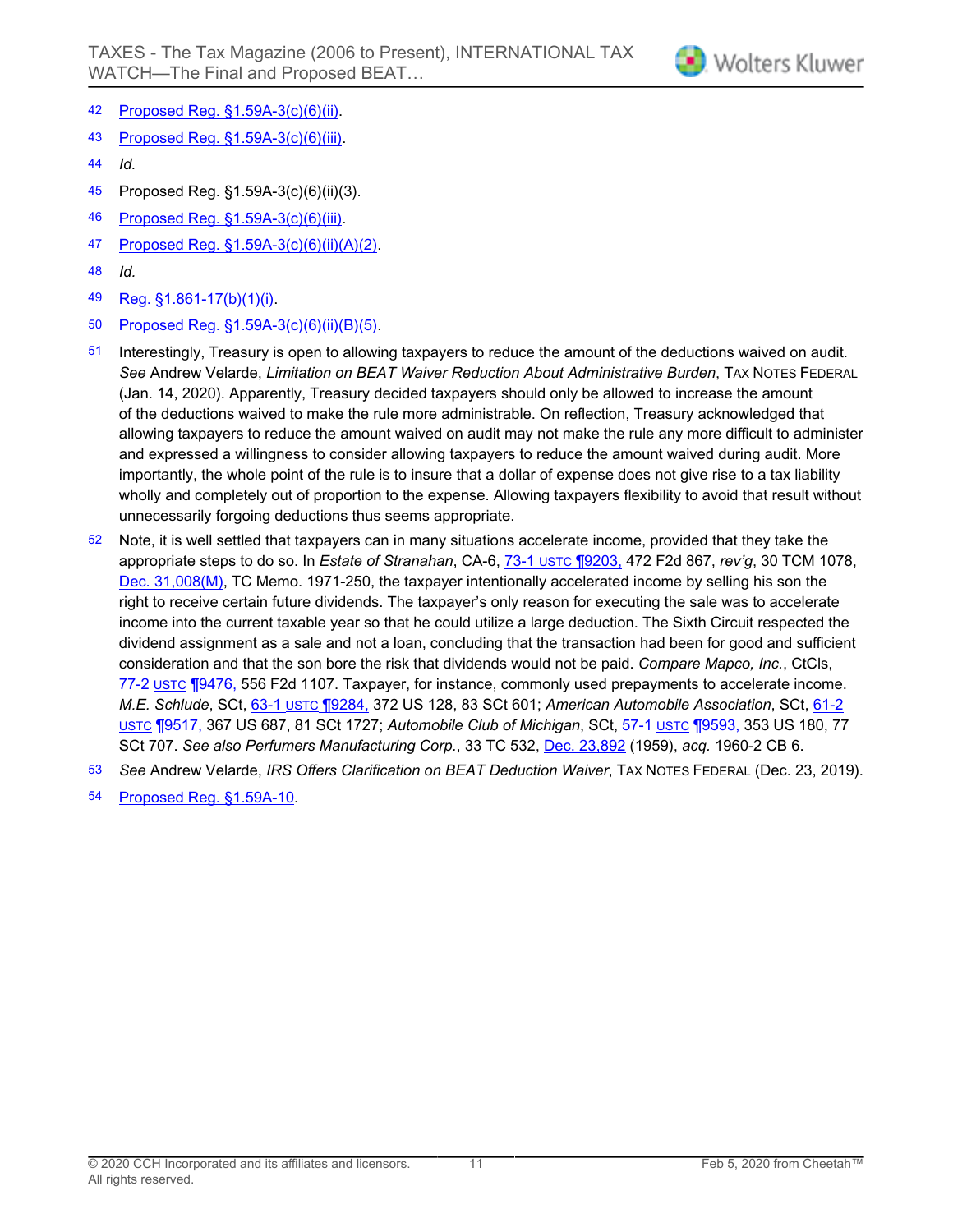42 Proposed Reg. §1.59A-3(c)(6)(ii).

43 Proposed Reg. §1.59A-3(c)(6)(iii).

44 *Id.*

45 Proposed Reg. §1.59A-3(c)(6)(ii)(3).

46 Proposed Reg. §1.59A-3(c)(6)(iii).

47 Proposed Reg. §1.59A-3(c)(6)(ii)(A)(2).

48 *Id.*

49 Reg. §1.861-17(b)(1)(i).

50 Proposed Reg. §1.59A-3(c)(6)(ii)(B)(5).

51 Interestingly, Treasury is open to allowing taxpayers to reduce the amount of the deductions waived on audit. *See* Andrew Velarde, *Limitation on BEAT Waiver Reduction About Administrative Burden*, TAX NOTES FEDERAL (Jan. 14, 2020). Apparently, Treasury decided taxpayers should only be allowed to increase the amount of the deductions waived to make the rule more administrable. On reflection, Treasury acknowledged that allowing taxpayers to reduce the amount waived on audit may not make the rule any more difficult to administer and expressed a willingness to consider allowing taxpayers to reduce the amount waived during audit. More importantly, the whole point of the rule is to insure that a dollar of expense does not give rise to a tax liability wholly and completely out of proportion to the expense. Allowing taxpayers flexibility to avoid that result without unnecessarily forgoing deductions thus seems appropriate.

52 Note, it is well settled that taxpayers can in many situations accelerate income, provided that they take the appropriate steps to do so. In *Estate of Stranahan*, CA-6, 73-1 USTC ¶9203, 472 F2d 867, *rev'g*, 30 TCM 1078, Dec. 31,008(M), TC Memo. 1971-250, the taxpayer intentionally accelerated income by selling his son the right to receive certain future dividends. The taxpayer's only reason for executing the sale was to accelerate income into the current taxable year so that he could utilize a large deduction. The Sixth Circuit respected the dividend assignment as a sale and not a loan, concluding that the transaction had been for good and sufficient consideration and that the son bore the risk that dividends would not be paid. *Compare Mapco, Inc.*, CtCls, 77-2 USTC ¶9476, 556 F2d 1107. Taxpayer, for instance, commonly used prepayments to accelerate income. *M.E. Schlude*, SCt, 63-1 USTC ¶9284, 372 US 128, 83 SCt 601; *American Automobile Association*, SCt, 61-2 USTC ¶9517, 367 US 687, 81 SCt 1727; *Automobile Club of Michigan*, SCt, 57-1 USTC ¶9593, 353 US 180, 77 SCt 707. *See also Perfumers Manufacturing Corp.*, 33 TC 532, Dec. 23,892 (1959), *acq.* 1960-2 CB 6.

53 *See* Andrew Velarde, *IRS Offers Clarification on BEAT Deduction Waiver*, TAX NOTES FEDERAL (Dec. 23, 2019).

54 Proposed Reg. §1.59A-10.